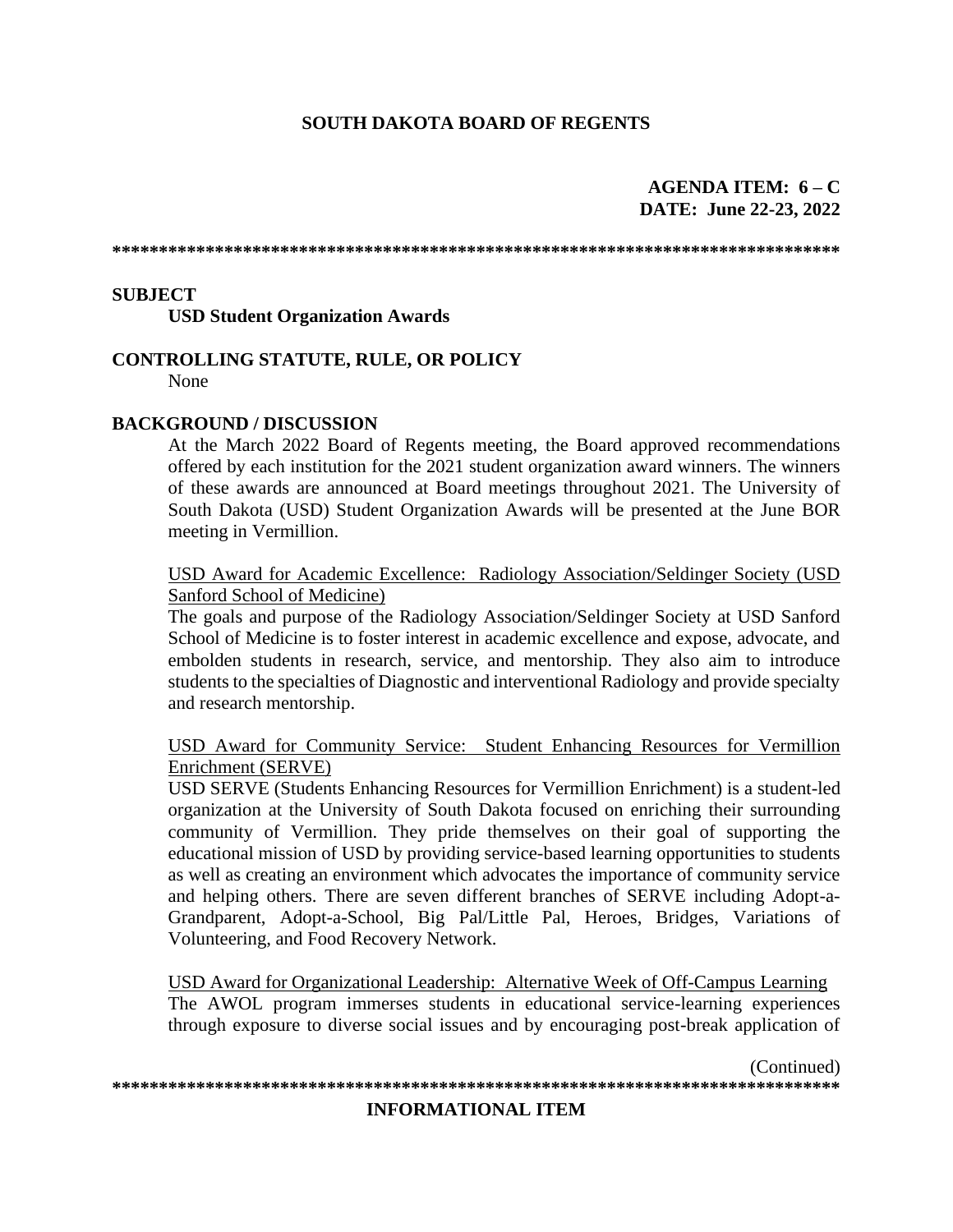**SOUTH DAKOTA BOARD OF REGENTS**

**AGENDA ITEM: 6 – C**
**DATE: June 22-23, 2022**

\*\*\*\*\*\*\*\*\*\*\*\*\*\*\*\*\*\*\*\*\*\*\*\*\*\*\*\*\*\*\*\*\*\*\*\*\*\*\*\*\*\*\*\*\*\*\*\*\*\*\*\*\*\*\*\*\*\*\*\*\*\*\*\*\*\*\*\*\*\*\*\*\*\*\*\*\*\*\*\*

**SUBJECT**

**USD Student Organization Awards**

**CONTROLLING STATUTE, RULE, OR POLICY**

None

**BACKGROUND / DISCUSSION**

At the March 2022 Board of Regents meeting, the Board approved recommendations offered by each institution for the 2021 student organization award winners. The winners of these awards are announced at Board meetings throughout 2021. The University of South Dakota (USD) Student Organization Awards will be presented at the June BOR meeting in Vermillion.

<u>USD Award for Academic Excellence: Radiology Association/Seldinger Society (USD Sanford School of Medicine)</u>

The goals and purpose of the Radiology Association/Seldinger Society at USD Sanford School of Medicine is to foster interest in academic excellence and expose, advocate, and embolden students in research, service, and mentorship. They also aim to introduce students to the specialties of Diagnostic and interventional Radiology and provide specialty and research mentorship.

<u>USD Award for Community Service: Student Enhancing Resources for Vermillion Enrichment (SERVE)</u>

USD SERVE (Students Enhancing Resources for Vermillion Enrichment) is a student-led organization at the University of South Dakota focused on enriching their surrounding community of Vermillion. They pride themselves on their goal of supporting the educational mission of USD by providing service-based learning opportunities to students as well as creating an environment which advocates the importance of community service and helping others. There are seven different branches of SERVE including Adopt-a-Grandparent, Adopt-a-School, Big Pal/Little Pal, Heroes, Bridges, Variations of Volunteering, and Food Recovery Network.

<u>USD Award for Organizational Leadership: Alternative Week of Off-Campus Learning</u>

The AWOL program immerses students in educational service-learning experiences through exposure to diverse social issues and by encouraging post-break application of

(Continued)

\*\*\*\*\*\*\*\*\*\*\*\*\*\*\*\*\*\*\*\*\*\*\*\*\*\*\*\*\*\*\*\*\*\*\*\*\*\*\*\*\*\*\*\*\*\*\*\*\*\*\*\*\*\*\*\*\*\*\*\*\*\*\*\*\*\*\*\*\*\*\*\*\*\*\*\*\*\*\*\*

**INFORMATIONAL ITEM**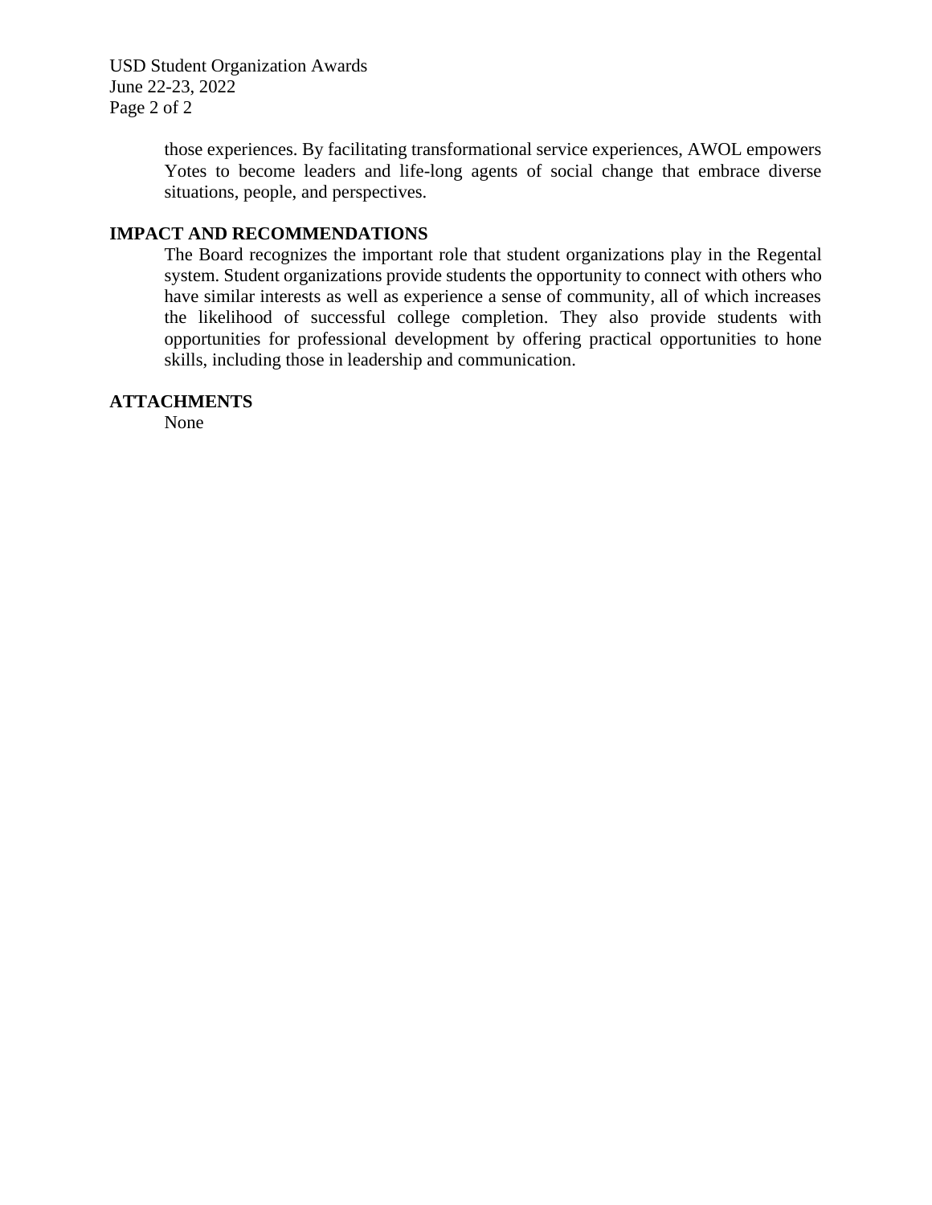those experiences. By facilitating transformational service experiences, AWOL empowers Yotes to become leaders and life-long agents of social change that embrace diverse situations, people, and perspectives.

## IMPACT AND RECOMMENDATIONS

The Board recognizes the important role that student organizations play in the Regental system. Student organizations provide students the opportunity to connect with others who have similar interests as well as experience a sense of community, all of which increases the likelihood of successful college completion. They also provide students with opportunities for professional development by offering practical opportunities to hone skills, including those in leadership and communication.

## ATTACHMENTS

None